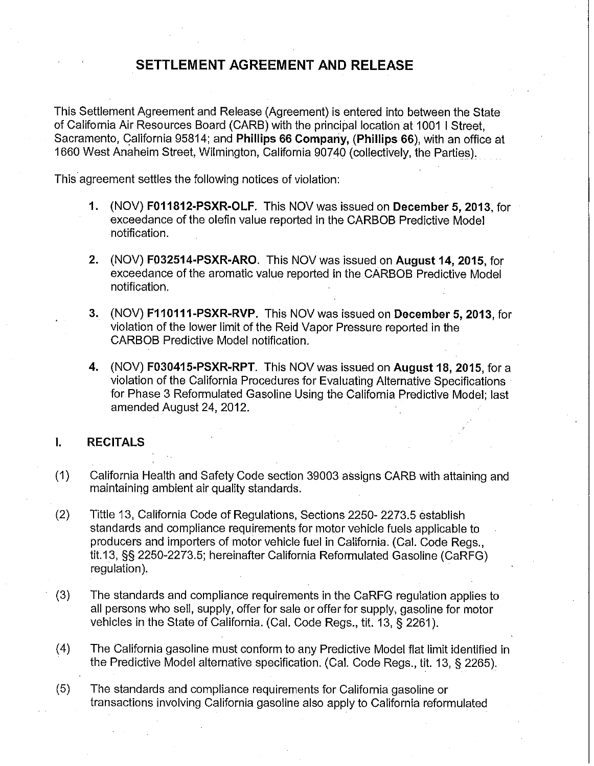# SETTLEMENT AGREEMENT AND RELEASE

This Settlement Agreement and Release (Agreement) is entered into between the State of California Air Resources Board (CARB) with the principal location at 1001 I Street, Sacramento, California 95814; and **Phillips 66 Company, (Phillips 66)**, with an office at 1660 West Anaheim Street, Wilmington, California 90740 (collectively, the Parties).

This agreement settles the following notices of violation:

1. (NOV) **F011812-PSXR-OLF**. This NOV was issued on **December 5, 2013**, for exceedance of the olefin value reported in the CARBOB Predictive Model notification.

2. (NOV) **F032514-PSXR-ARO**. This NOV was issued on **August 14, 2015**, for exceedance of the aromatic value reported in the CARBOB Predictive Model notification.

3. (NOV) **F110111-PSXR-RVP**. This NOV was issued on **December 5, 2013**, for violation of the lower limit of the Reid Vapor Pressure reported in the CARBOB Predictive Model notification.

4. (NOV) **F030415-PSXR-RPT**. This NOV was issued on **August 18, 2015**, for a violation of the California Procedures for Evaluating Alternative Specifications for Phase 3 Reformulated Gasoline Using the California Predictive Model; last amended August 24, 2012.

## I. RECITALS

(1) California Health and Safety Code section 39003 assigns CARB with attaining and maintaining ambient air quality standards.

(2) Tittle 13, California Code of Regulations, Sections 2250- 2273.5 establish standards and compliance requirements for motor vehicle fuels applicable to producers and importers of motor vehicle fuel in California. (Cal. Code Regs., tit.13, §§ 2250-2273.5; hereinafter California Reformulated Gasoline (CaRFG) regulation).

(3) The standards and compliance requirements in the CaRFG regulation applies to all persons who sell, supply, offer for sale or offer for supply, gasoline for motor vehicles in the State of California. (Cal. Code Regs., tit. 13, § 2261).

(4) The California gasoline must conform to any Predictive Model flat limit identified in the Predictive Model alternative specification. (Cal. Code Regs., tit. 13, § 2265).

(5) The standards and compliance requirements for California gasoline or transactions involving California gasoline also apply to California reformulated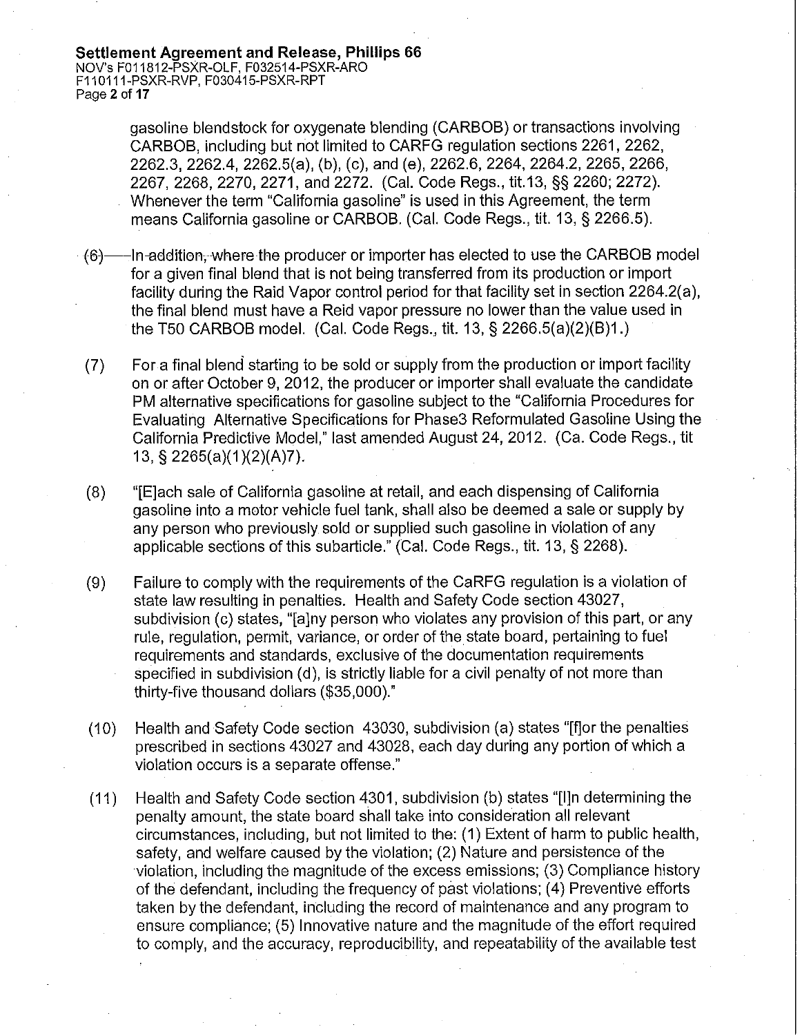gasoline blendstock for oxygenate blending (CARBOB) or transactions involving CARBOB, including but not limited to CARFG regulation sections 2261, 2262, 2262.3, 2262.4, 2262.5(a), (b), (c), and (e), 2262.6, 2264, 2264.2, 2265, 2266, 2267, 2268, 2270, 2271, and 2272. (Cal. Code Regs., tit.13, §§ 2260; 2272). Whenever the term "California gasoline" is used in this Agreement, the term means California gasoline or CARBOB. (Cal. Code Regs., tit. 13, § 2266.5).

(6) ~~In addition, where~~ the producer or importer has elected to use the CARBOB model for a given final blend that is not being transferred from its production or import facility during the Raid Vapor control period for that facility set in section 2264.2(a), the final blend must have a Reid vapor pressure no lower than the value used in the T50 CARBOB model. (Cal. Code Regs., tit. 13, § 2266.5(a)(2)(B)1.)

(7) For a final blend starting to be sold or supply from the production or import facility on or after October 9, 2012, the producer or importer shall evaluate the candidate PM alternative specifications for gasoline subject to the "California Procedures for Evaluating Alternative Specifications for Phase3 Reformulated Gasoline Using the California Predictive Model," last amended August 24, 2012. (Ca. Code Regs., tit 13, § 2265(a)(1)(2)(A)7).

(8) "[E]ach sale of California gasoline at retail, and each dispensing of California gasoline into a motor vehicle fuel tank, shall also be deemed a sale or supply by any person who previously sold or supplied such gasoline in violation of any applicable sections of this subarticle." (Cal. Code Regs., tit. 13, § 2268).

(9) Failure to comply with the requirements of the CaRFG regulation is a violation of state law resulting in penalties. Health and Safety Code section 43027, subdivision (c) states, "[a]ny person who violates any provision of this part, or any rule, regulation, permit, variance, or order of the state board, pertaining to fuel requirements and standards, exclusive of the documentation requirements specified in subdivision (d), is strictly liable for a civil penalty of not more than thirty-five thousand dollars ($35,000)."

(10) Health and Safety Code section 43030, subdivision (a) states "[f]or the penalties prescribed in sections 43027 and 43028, each day during any portion of which a violation occurs is a separate offense."

(11) Health and Safety Code section 4301, subdivision (b) states "[I]n determining the penalty amount, the state board shall take into consideration all relevant circumstances, including, but not limited to the: (1) Extent of harm to public health, safety, and welfare caused by the violation; (2) Nature and persistence of the violation, including the magnitude of the excess emissions; (3) Compliance history of the defendant, including the frequency of past violations; (4) Preventive efforts taken by the defendant, including the record of maintenance and any program to ensure compliance; (5) Innovative nature and the magnitude of the effort required to comply, and the accuracy, reproducibility, and repeatability of the available test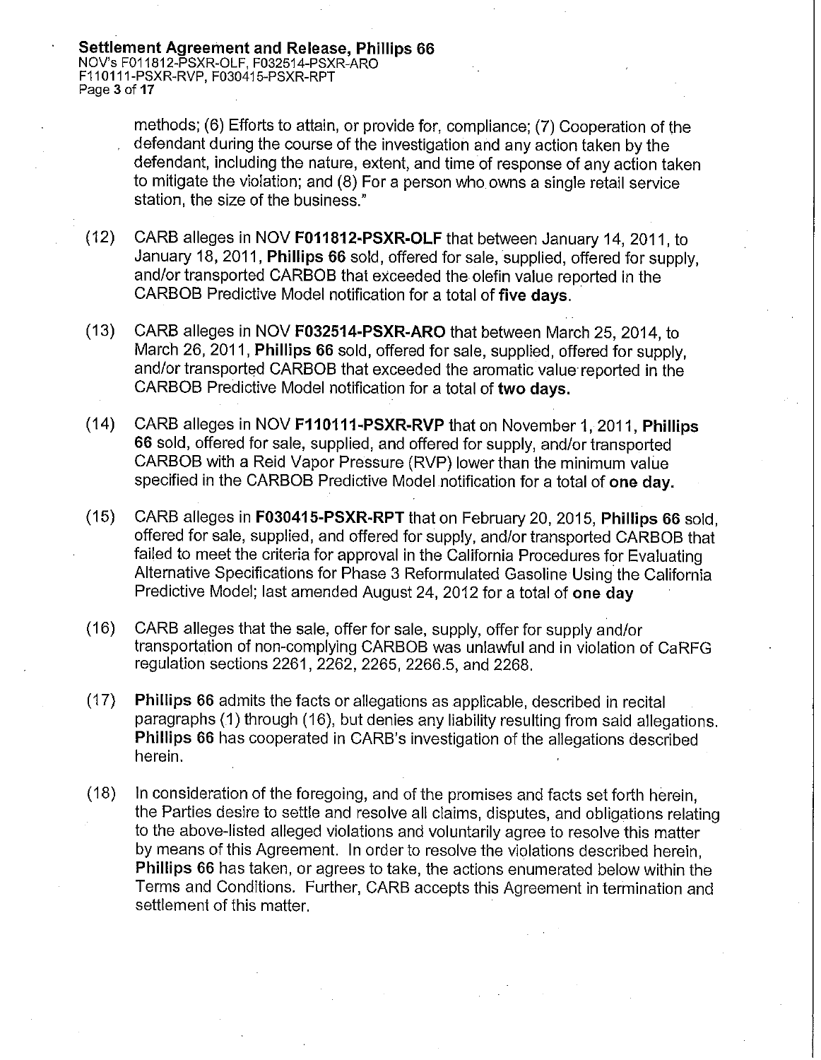methods; (6) Efforts to attain, or provide for, compliance; (7) Cooperation of the defendant during the course of the investigation and any action taken by the defendant, including the nature, extent, and time of response of any action taken to mitigate the violation; and (8) For a person who owns a single retail service station, the size of the business."

(12) CARB alleges in NOV **F011812-PSXR-OLF** that between January 14, 2011, to January 18, 2011, **Phillips 66** sold, offered for sale, supplied, offered for supply, and/or transported CARBOB that exceeded the olefin value reported in the CARBOB Predictive Model notification for a total of **five days**.

(13) CARB alleges in NOV **F032514-PSXR-ARO** that between March 25, 2014, to March 26, 2011, **Phillips 66** sold, offered for sale, supplied, offered for supply, and/or transported CARBOB that exceeded the aromatic value reported in the CARBOB Predictive Model notification for a total of **two days.**

(14) CARB alleges in NOV **F110111-PSXR-RVP** that on November 1, 2011, **Phillips 66** sold, offered for sale, supplied, and offered for supply, and/or transported CARBOB with a Reid Vapor Pressure (RVP) lower than the minimum value specified in the CARBOB Predictive Model notification for a total of **one day.**

(15) CARB alleges in **F030415-PSXR-RPT** that on February 20, 2015, **Phillips 66** sold, offered for sale, supplied, and offered for supply, and/or transported CARBOB that failed to meet the criteria for approval in the California Procedures for Evaluating Alternative Specifications for Phase 3 Reformulated Gasoline Using the California Predictive Model; last amended August 24, 2012 for a total of **one day**

(16) CARB alleges that the sale, offer for sale, supply, offer for supply and/or transportation of non-complying CARBOB was unlawful and in violation of CaRFG regulation sections 2261, 2262, 2265, 2266.5, and 2268.

(17) **Phillips 66** admits the facts or allegations as applicable, described in recital paragraphs (1) through (16), but denies any liability resulting from said allegations. **Phillips 66** has cooperated in CARB's investigation of the allegations described herein.

(18) In consideration of the foregoing, and of the promises and facts set forth herein, the Parties desire to settle and resolve all claims, disputes, and obligations relating to the above-listed alleged violations and voluntarily agree to resolve this matter by means of this Agreement. In order to resolve the violations described herein, **Phillips 66** has taken, or agrees to take, the actions enumerated below within the Terms and Conditions. Further, CARB accepts this Agreement in termination and settlement of this matter.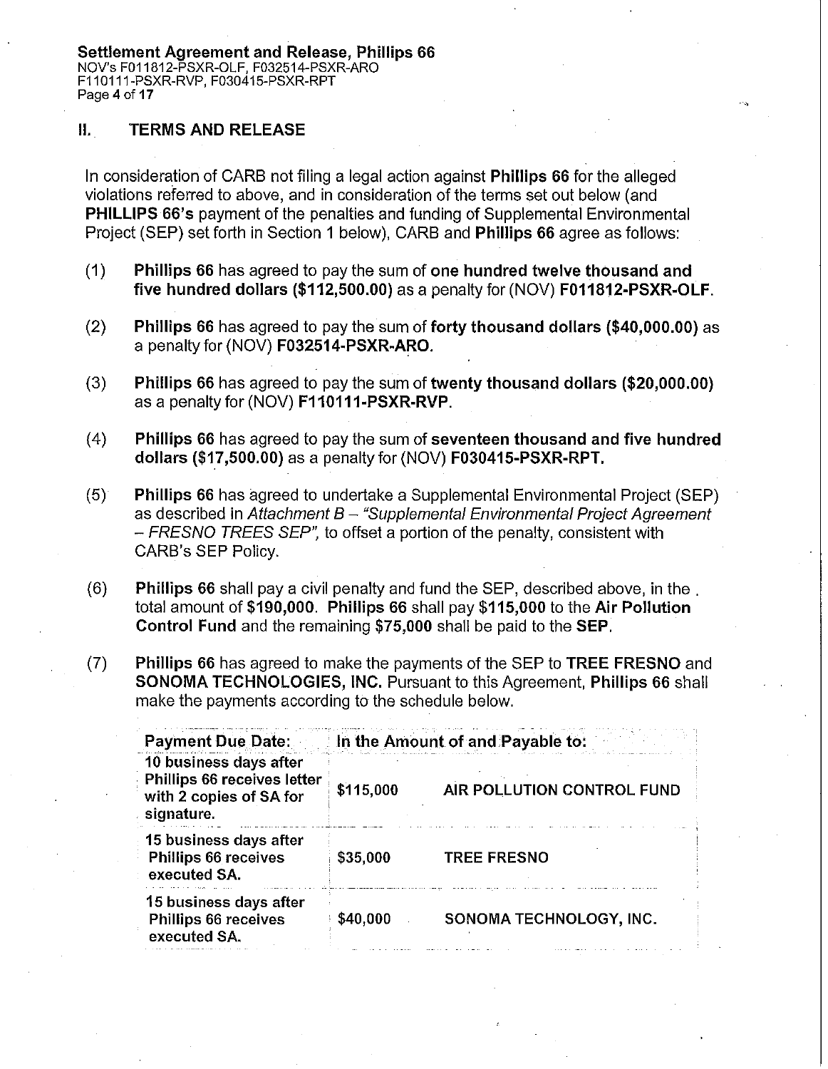## II. TERMS AND RELEASE

In consideration of CARB not filing a legal action against **Phillips 66** for the alleged violations referred to above, and in consideration of the terms set out below (and **PHILLIPS 66's** payment of the penalties and funding of Supplemental Environmental Project (SEP) set forth in Section 1 below), CARB and **Phillips 66** agree as follows:

(1) **Phillips 66** has agreed to pay the sum of **one hundred twelve thousand and five hundred dollars ($112,500.00)** as a penalty for (NOV) **F011812-PSXR-OLF**.

(2) **Phillips 66** has agreed to pay the sum of **forty thousand dollars ($40,000.00)** as a penalty for (NOV) **F032514-PSXR-ARO.**

(3) **Phillips 66** has agreed to pay the sum of **twenty thousand dollars ($20,000.00)** as a penalty for (NOV) **F110111-PSXR-RVP**.

(4) **Phillips 66** has agreed to pay the sum of **seventeen thousand and five hundred dollars ($17,500.00)** as a penalty for (NOV) **F030415-PSXR-RPT.**

(5) **Phillips 66** has agreed to undertake a Supplemental Environmental Project (SEP) as described in *Attachment B – "Supplemental Environmental Project Agreement – FRESNO TREES SEP"*, to offset a portion of the penalty, consistent with CARB's SEP Policy.

(6) **Phillips 66** shall pay a civil penalty and fund the SEP, described above, in the total amount of **$190,000**. **Phillips 66** shall pay **$115,000** to the **Air Pollution Control Fund** and the remaining **$75,000** shall be paid to the **SEP**.

(7) **Phillips 66** has agreed to make the payments of the SEP to **TREE FRESNO** and **SONOMA TECHNOLOGIES, INC.** Pursuant to this Agreement, **Phillips 66** shall make the payments according to the schedule below.

| Payment Due Date: | In the Amount of and Payable to: | |
|---|---|---|
| 10 business days after Phillips 66 receives letter with 2 copies of SA for signature. | $115,000 | AIR POLLUTION CONTROL FUND |
| 15 business days after Phillips 66 receives executed SA. | $35,000 | TREE FRESNO |
| 15 business days after Phillips 66 receives executed SA. | $40,000 | SONOMA TECHNOLOGY, INC. |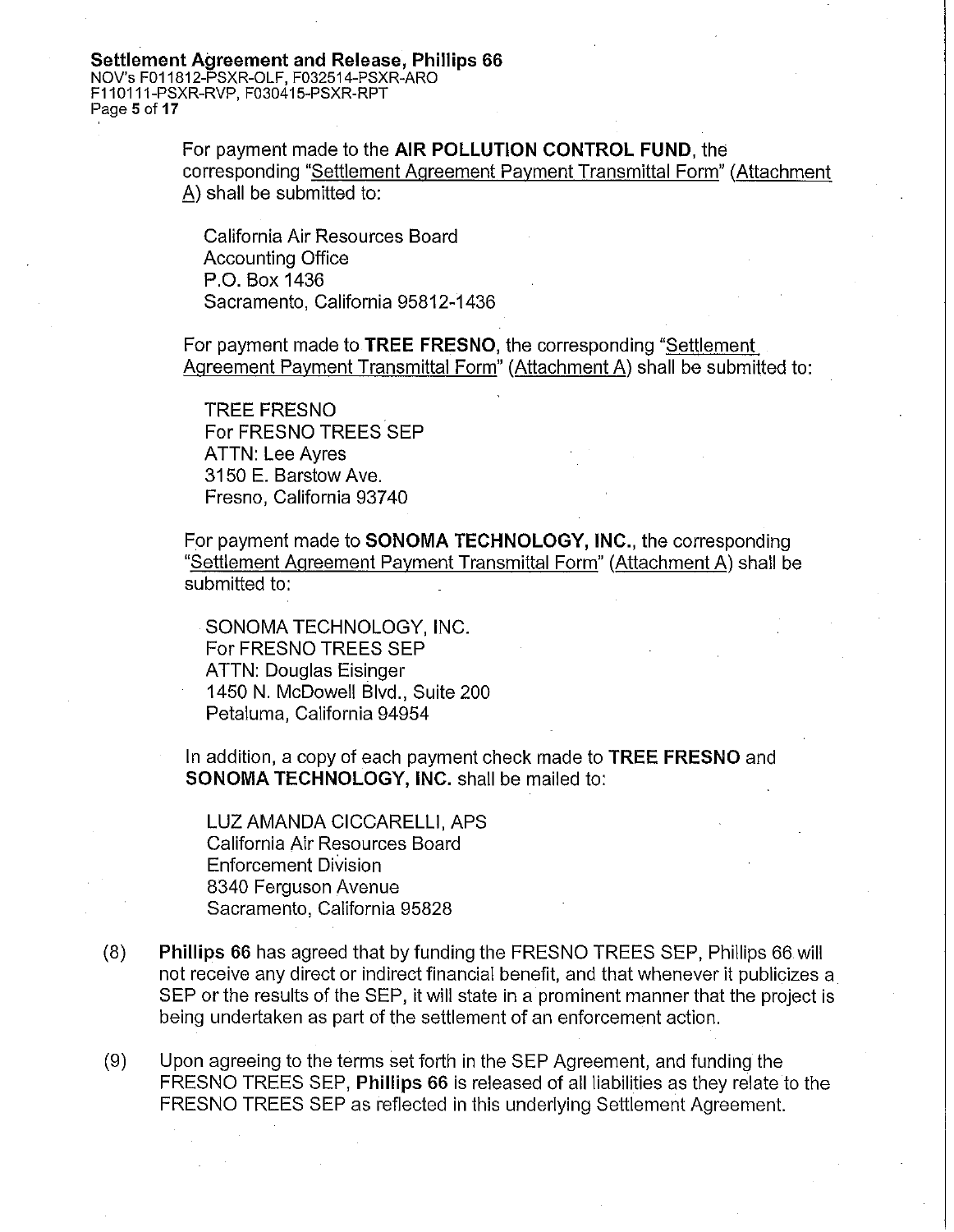For payment made to the **AIR POLLUTION CONTROL FUND**, the corresponding "Settlement Agreement Payment Transmittal Form" (Attachment A) shall be submitted to:

California Air Resources Board
Accounting Office
P.O. Box 1436
Sacramento, California 95812-1436

For payment made to **TREE FRESNO**, the corresponding "Settlement Agreement Payment Transmittal Form" (Attachment A) shall be submitted to:

TREE FRESNO
For FRESNO TREES SEP
ATTN: Lee Ayres
3150 E. Barstow Ave.
Fresno, California 93740

For payment made to **SONOMA TECHNOLOGY, INC.**, the corresponding "Settlement Agreement Payment Transmittal Form" (Attachment A) shall be submitted to:

SONOMA TECHNOLOGY, INC.
For FRESNO TREES SEP
ATTN: Douglas Eisinger
1450 N. McDowell Blvd., Suite 200
Petaluma, California 94954

In addition, a copy of each payment check made to **TREE FRESNO** and **SONOMA TECHNOLOGY, INC.** shall be mailed to:

LUZ AMANDA CICCARELLI, APS
California Air Resources Board
Enforcement Division
8340 Ferguson Avenue
Sacramento, California 95828

(8) **Phillips 66** has agreed that by funding the FRESNO TREES SEP, Phillips 66 will not receive any direct or indirect financial benefit, and that whenever it publicizes a SEP or the results of the SEP, it will state in a prominent manner that the project is being undertaken as part of the settlement of an enforcement action.

(9) Upon agreeing to the terms set forth in the SEP Agreement, and funding the FRESNO TREES SEP, **Phillips 66** is released of all liabilities as they relate to the FRESNO TREES SEP as reflected in this underlying Settlement Agreement.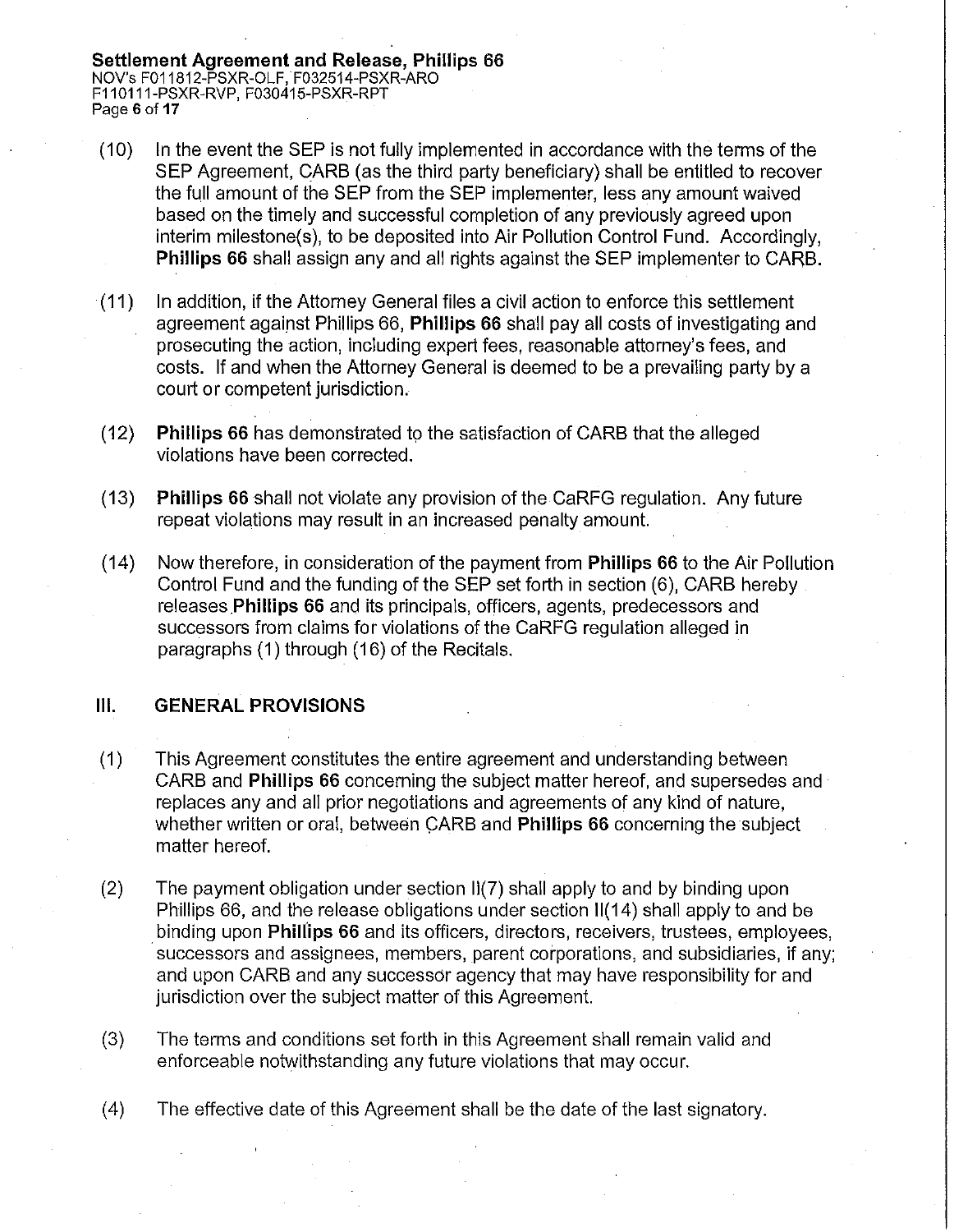(10) In the event the SEP is not fully implemented in accordance with the terms of the SEP Agreement, CARB (as the third party beneficiary) shall be entitled to recover the full amount of the SEP from the SEP implementer, less any amount waived based on the timely and successful completion of any previously agreed upon interim milestone(s), to be deposited into Air Pollution Control Fund. Accordingly, **Phillips 66** shall assign any and all rights against the SEP implementer to CARB.

(11) In addition, if the Attorney General files a civil action to enforce this settlement agreement against Phillips 66, **Phillips 66** shall pay all costs of investigating and prosecuting the action, including expert fees, reasonable attorney's fees, and costs. If and when the Attorney General is deemed to be a prevailing party by a court or competent jurisdiction.

(12) **Phillips 66** has demonstrated to the satisfaction of CARB that the alleged violations have been corrected.

(13) **Phillips 66** shall not violate any provision of the CaRFG regulation. Any future repeat violations may result in an increased penalty amount.

(14) Now therefore, in consideration of the payment from **Phillips 66** to the Air Pollution Control Fund and the funding of the SEP set forth in section (6), CARB hereby releases **Phillips 66** and its principals, officers, agents, predecessors and successors from claims for violations of the CaRFG regulation alleged in paragraphs (1) through (16) of the Recitals.

## III. GENERAL PROVISIONS

(1) This Agreement constitutes the entire agreement and understanding between CARB and **Phillips 66** concerning the subject matter hereof, and supersedes and replaces any and all prior negotiations and agreements of any kind of nature, whether written or oral, between CARB and **Phillips 66** concerning the subject matter hereof.

(2) The payment obligation under section II(7) shall apply to and by binding upon Phillips 66, and the release obligations under section II(14) shall apply to and be binding upon **Phillips 66** and its officers, directors, receivers, trustees, employees, successors and assignees, members, parent corporations, and subsidiaries, if any; and upon CARB and any successor agency that may have responsibility for and jurisdiction over the subject matter of this Agreement.

(3) The terms and conditions set forth in this Agreement shall remain valid and enforceable notwithstanding any future violations that may occur.

(4) The effective date of this Agreement shall be the date of the last signatory.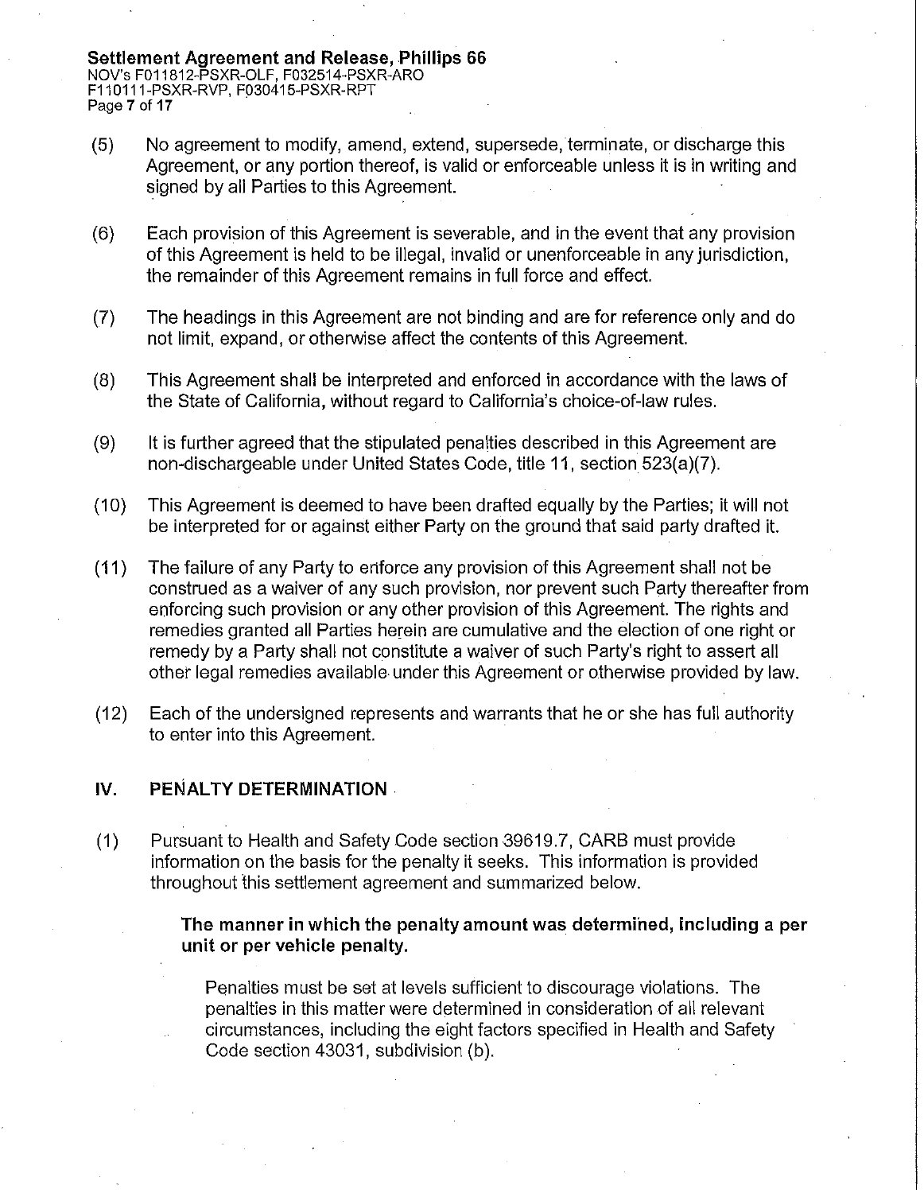(5) No agreement to modify, amend, extend, supersede, terminate, or discharge this Agreement, or any portion thereof, is valid or enforceable unless it is in writing and signed by all Parties to this Agreement.

(6) Each provision of this Agreement is severable, and in the event that any provision of this Agreement is held to be illegal, invalid or unenforceable in any jurisdiction, the remainder of this Agreement remains in full force and effect.

(7) The headings in this Agreement are not binding and are for reference only and do not limit, expand, or otherwise affect the contents of this Agreement.

(8) This Agreement shall be interpreted and enforced in accordance with the laws of the State of California, without regard to California's choice-of-law rules.

(9) It is further agreed that the stipulated penalties described in this Agreement are non-dischargeable under United States Code, title 11, section 523(a)(7).

(10) This Agreement is deemed to have been drafted equally by the Parties; it will not be interpreted for or against either Party on the ground that said party drafted it.

(11) The failure of any Party to enforce any provision of this Agreement shall not be construed as a waiver of any such provision, nor prevent such Party thereafter from enforcing such provision or any other provision of this Agreement. The rights and remedies granted all Parties herein are cumulative and the election of one right or remedy by a Party shall not constitute a waiver of such Party's right to assert all other legal remedies available under this Agreement or otherwise provided by law.

(12) Each of the undersigned represents and warrants that he or she has full authority to enter into this Agreement.

## IV. PENALTY DETERMINATION

(1) Pursuant to Health and Safety Code section 39619.7, CARB must provide information on the basis for the penalty it seeks. This information is provided throughout this settlement agreement and summarized below.

**The manner in which the penalty amount was determined, including a per unit or per vehicle penalty.**

Penalties must be set at levels sufficient to discourage violations. The penalties in this matter were determined in consideration of all relevant circumstances, including the eight factors specified in Health and Safety Code section 43031, subdivision (b).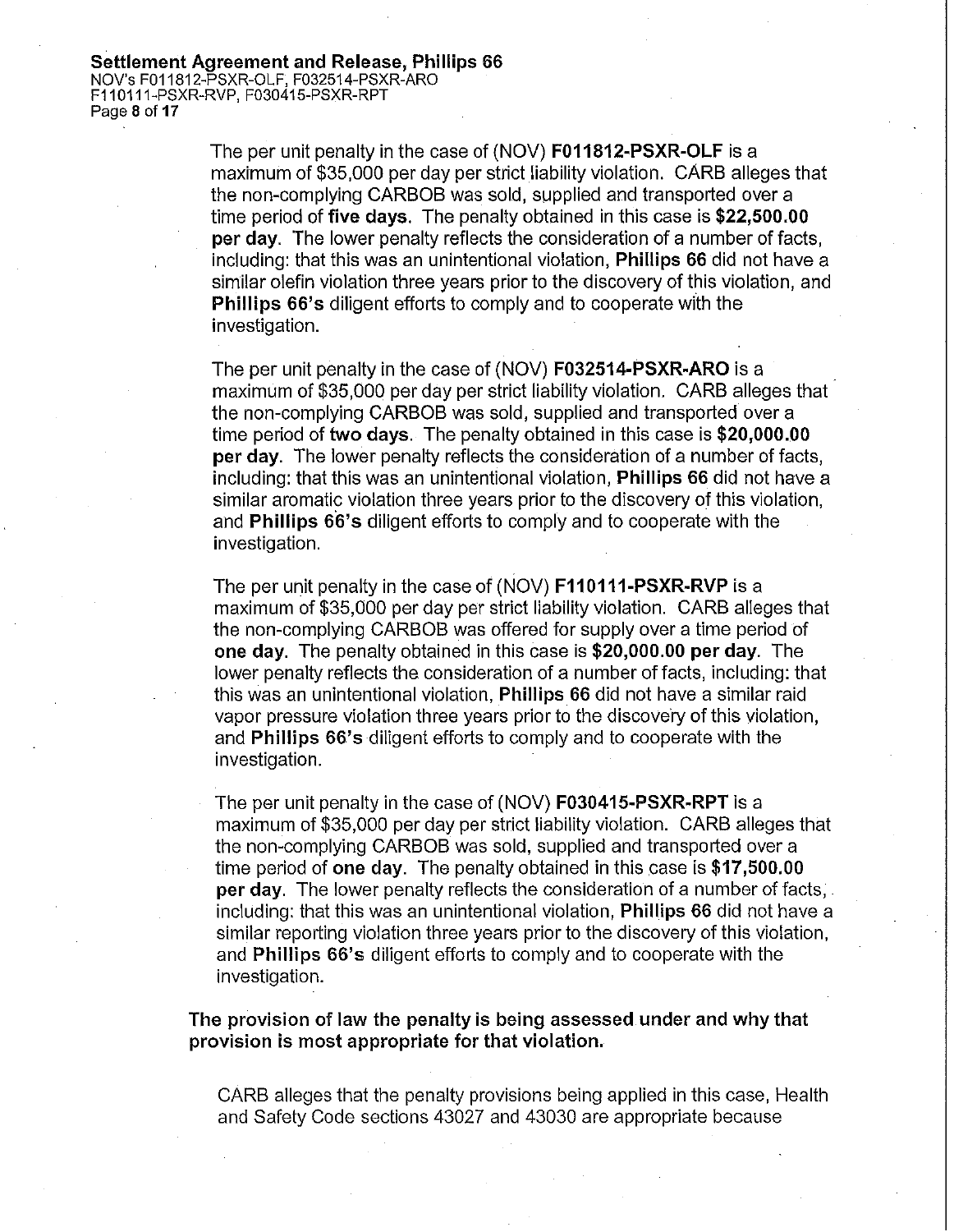The per unit penalty in the case of (NOV) **F011812-PSXR-OLF** is a maximum of $35,000 per day per strict liability violation. CARB alleges that the non-complying CARBOB was sold, supplied and transported over a time period of **five days**. The penalty obtained in this case is **$22,500.00 per day**. The lower penalty reflects the consideration of a number of facts, including: that this was an unintentional violation, **Phillips 66** did not have a similar olefin violation three years prior to the discovery of this violation, and **Phillips 66's** diligent efforts to comply and to cooperate with the investigation.

The per unit penalty in the case of (NOV) **F032514-PSXR-ARO** is a maximum of $35,000 per day per strict liability violation. CARB alleges that the non-complying CARBOB was sold, supplied and transported over a time period of **two days**. The penalty obtained in this case is **$20,000.00 per day**. The lower penalty reflects the consideration of a number of facts, including: that this was an unintentional violation, **Phillips 66** did not have a similar aromatic violation three years prior to the discovery of this violation, and **Phillips 66's** diligent efforts to comply and to cooperate with the investigation.

The per unit penalty in the case of (NOV) **F110111-PSXR-RVP** is a maximum of $35,000 per day per strict liability violation. CARB alleges that the non-complying CARBOB was offered for supply over a time period of **one day**. The penalty obtained in this case is **$20,000.00 per day**. The lower penalty reflects the consideration of a number of facts, including: that this was an unintentional violation, **Phillips 66** did not have a similar raid vapor pressure violation three years prior to the discovery of this violation, and **Phillips 66's** diligent efforts to comply and to cooperate with the investigation.

The per unit penalty in the case of (NOV) **F030415-PSXR-RPT** is a maximum of $35,000 per day per strict liability violation. CARB alleges that the non-complying CARBOB was sold, supplied and transported over a time period of **one day**. The penalty obtained in this case is **$17,500.00 per day**. The lower penalty reflects the consideration of a number of facts, including: that this was an unintentional violation, **Phillips 66** did not have a similar reporting violation three years prior to the discovery of this violation, and **Phillips 66's** diligent efforts to comply and to cooperate with the investigation.

**The provision of law the penalty is being assessed under and why that provision is most appropriate for that violation.**

CARB alleges that the penalty provisions being applied in this case, Health and Safety Code sections 43027 and 43030 are appropriate because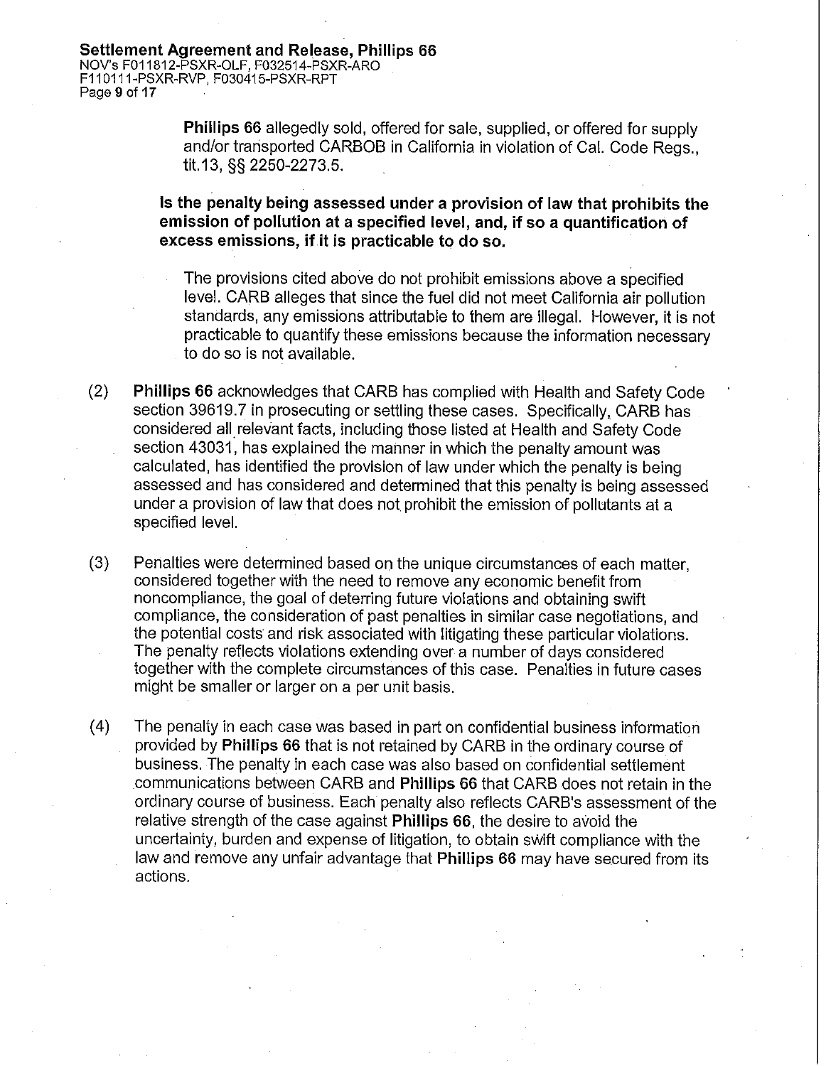**Phillips 66** allegedly sold, offered for sale, supplied, or offered for supply and/or transported CARBOB in California in violation of Cal. Code Regs., tit.13, §§ 2250-2273.5.

**Is the penalty being assessed under a provision of law that prohibits the emission of pollution at a specified level, and, if so a quantification of excess emissions, if it is practicable to do so.**

The provisions cited above do not prohibit emissions above a specified level. CARB alleges that since the fuel did not meet California air pollution standards, any emissions attributable to them are illegal. However, it is not practicable to quantify these emissions because the information necessary to do so is not available.

(2) **Phillips 66** acknowledges that CARB has complied with Health and Safety Code section 39619.7 in prosecuting or settling these cases. Specifically, CARB has considered all relevant facts, including those listed at Health and Safety Code section 43031, has explained the manner in which the penalty amount was calculated, has identified the provision of law under which the penalty is being assessed and has considered and determined that this penalty is being assessed under a provision of law that does not prohibit the emission of pollutants at a specified level.

(3) Penalties were determined based on the unique circumstances of each matter, considered together with the need to remove any economic benefit from noncompliance, the goal of deterring future violations and obtaining swift compliance, the consideration of past penalties in similar case negotiations, and the potential costs and risk associated with litigating these particular violations. The penalty reflects violations extending over a number of days considered together with the complete circumstances of this case. Penalties in future cases might be smaller or larger on a per unit basis.

(4) The penalty in each case was based in part on confidential business information provided by **Phillips 66** that is not retained by CARB in the ordinary course of business. The penalty in each case was also based on confidential settlement communications between CARB and **Phillips 66** that CARB does not retain in the ordinary course of business. Each penalty also reflects CARB's assessment of the relative strength of the case against **Phillips 66**, the desire to avoid the uncertainty, burden and expense of litigation, to obtain swift compliance with the law and remove any unfair advantage that **Phillips 66** may have secured from its actions.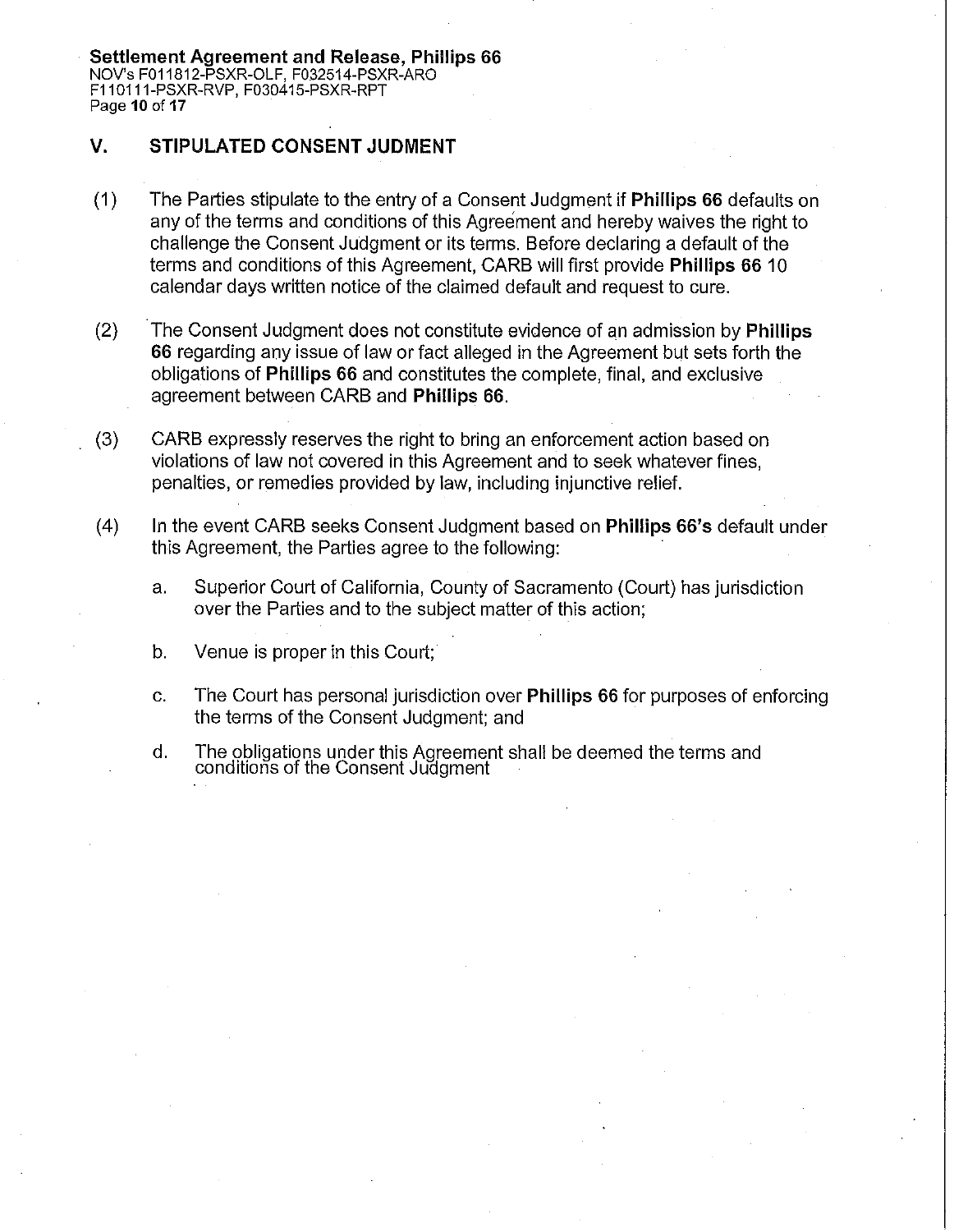## V. STIPULATED CONSENT JUDMENT

(1) The Parties stipulate to the entry of a Consent Judgment if **Phillips 66** defaults on any of the terms and conditions of this Agreement and hereby waives the right to challenge the Consent Judgment or its terms. Before declaring a default of the terms and conditions of this Agreement, CARB will first provide **Phillips 66** 10 calendar days written notice of the claimed default and request to cure.

(2) The Consent Judgment does not constitute evidence of an admission by **Phillips 66** regarding any issue of law or fact alleged in the Agreement but sets forth the obligations of **Phillips 66** and constitutes the complete, final, and exclusive agreement between CARB and **Phillips 66**.

(3) CARB expressly reserves the right to bring an enforcement action based on violations of law not covered in this Agreement and to seek whatever fines, penalties, or remedies provided by law, including injunctive relief.

(4) In the event CARB seeks Consent Judgment based on **Phillips 66's** default under this Agreement, the Parties agree to the following:

   a. Superior Court of California, County of Sacramento (Court) has jurisdiction over the Parties and to the subject matter of this action;

   b. Venue is proper in this Court;

   c. The Court has personal jurisdiction over **Phillips 66** for purposes of enforcing the terms of the Consent Judgment; and

   d. The obligations under this Agreement shall be deemed the terms and conditions of the Consent Judgment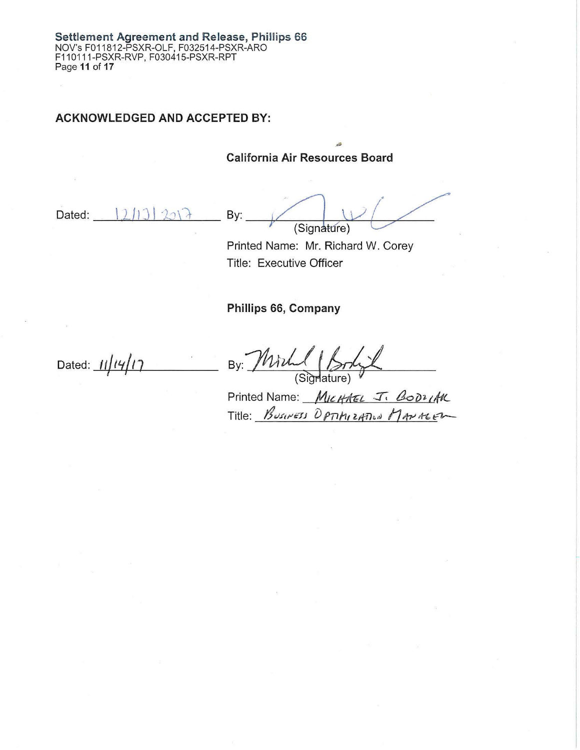**ACKNOWLEDGED AND ACCEPTED BY:**

**California Air Resources Board**

Dated: 12/13/2017 By: ______________________
(Signature)

Printed Name: Mr. Richard W. Corey

Title: Executive Officer

**Phillips 66, Company**

Dated: 11/14/17 By: ______________________
(Signature)

Printed Name: MICHAEL J. BODZIAK

Title: BUSINESS OPTIMIZATION MANAGER